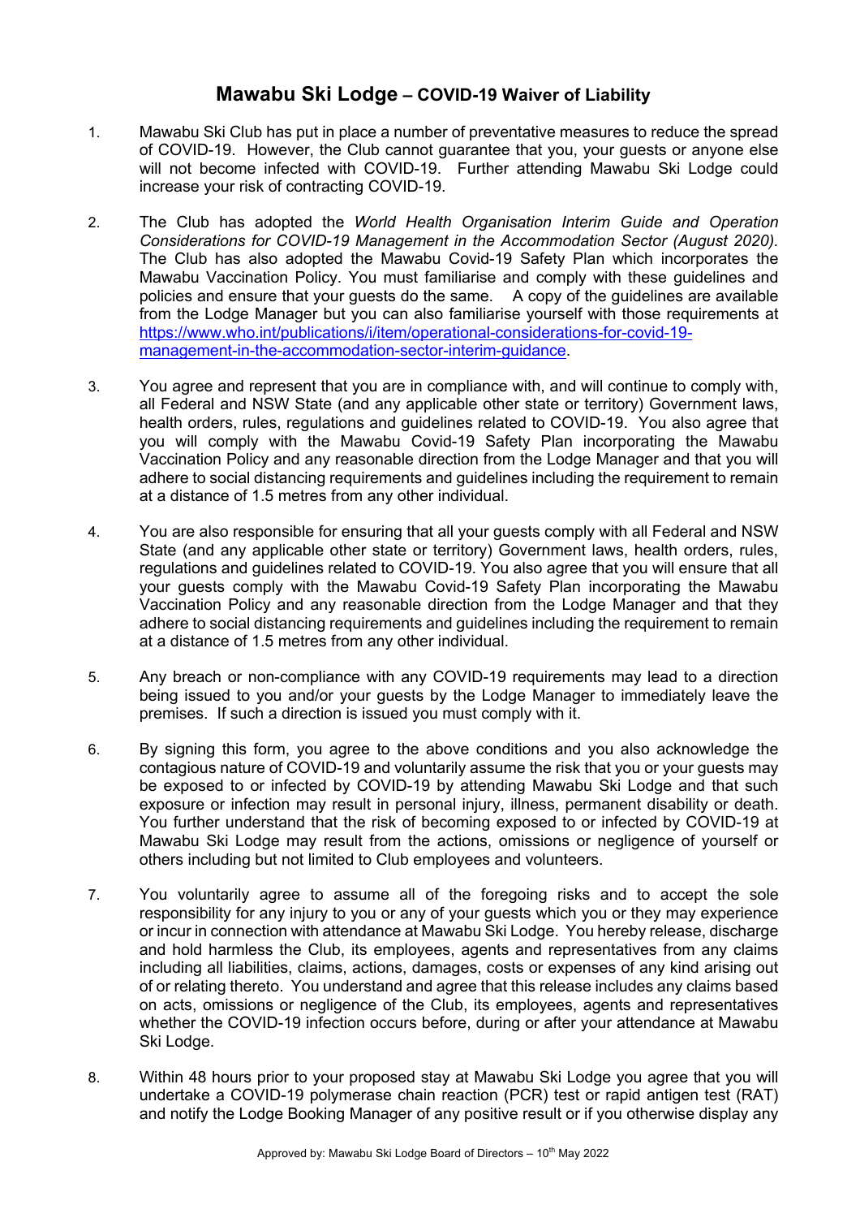# Mawabu Ski Lodge – COVID-19 Waiver of Liability

1. Mawabu Ski Club has put in place a number of preventative measures to reduce the spread of COVID-19. However, the Club cannot guarantee that you, your guests or anyone else will not become infected with COVID-19. Further attending Mawabu Ski Lodge could increase your risk of contracting COVID-19.

2. The Club has adopted the *World Health Organisation Interim Guide and Operation Considerations for COVID-19 Management in the Accommodation Sector (August 2020).* The Club has also adopted the Mawabu Covid-19 Safety Plan which incorporates the Mawabu Vaccination Policy. You must familiarise and comply with these guidelines and policies and ensure that your guests do the same. A copy of the guidelines are available from the Lodge Manager but you can also familiarise yourself with those requirements at [https://www.who.int/publications/i/item/operational-considerations-for-covid-19-management-in-the-accommodation-sector-interim-guidance](https://www.who.int/publications/i/item/operational-considerations-for-covid-19-management-in-the-accommodation-sector-interim-guidance).

3. You agree and represent that you are in compliance with, and will continue to comply with, all Federal and NSW State (and any applicable other state or territory) Government laws, health orders, rules, regulations and guidelines related to COVID-19. You also agree that you will comply with the Mawabu Covid-19 Safety Plan incorporating the Mawabu Vaccination Policy and any reasonable direction from the Lodge Manager and that you will adhere to social distancing requirements and guidelines including the requirement to remain at a distance of 1.5 metres from any other individual.

4. You are also responsible for ensuring that all your guests comply with all Federal and NSW State (and any applicable other state or territory) Government laws, health orders, rules, regulations and guidelines related to COVID-19. You also agree that you will ensure that all your guests comply with the Mawabu Covid-19 Safety Plan incorporating the Mawabu Vaccination Policy and any reasonable direction from the Lodge Manager and that they adhere to social distancing requirements and guidelines including the requirement to remain at a distance of 1.5 metres from any other individual.

5. Any breach or non-compliance with any COVID-19 requirements may lead to a direction being issued to you and/or your guests by the Lodge Manager to immediately leave the premises. If such a direction is issued you must comply with it.

6. By signing this form, you agree to the above conditions and you also acknowledge the contagious nature of COVID-19 and voluntarily assume the risk that you or your guests may be exposed to or infected by COVID-19 by attending Mawabu Ski Lodge and that such exposure or infection may result in personal injury, illness, permanent disability or death. You further understand that the risk of becoming exposed to or infected by COVID-19 at Mawabu Ski Lodge may result from the actions, omissions or negligence of yourself or others including but not limited to Club employees and volunteers.

7. You voluntarily agree to assume all of the foregoing risks and to accept the sole responsibility for any injury to you or any of your guests which you or they may experience or incur in connection with attendance at Mawabu Ski Lodge. You hereby release, discharge and hold harmless the Club, its employees, agents and representatives from any claims including all liabilities, claims, actions, damages, costs or expenses of any kind arising out of or relating thereto. You understand and agree that this release includes any claims based on acts, omissions or negligence of the Club, its employees, agents and representatives whether the COVID-19 infection occurs before, during or after your attendance at Mawabu Ski Lodge.

8. Within 48 hours prior to your proposed stay at Mawabu Ski Lodge you agree that you will undertake a COVID-19 polymerase chain reaction (PCR) test or rapid antigen test (RAT) and notify the Lodge Booking Manager of any positive result or if you otherwise display any

Approved by: Mawabu Ski Lodge Board of Directors – 10th May 2022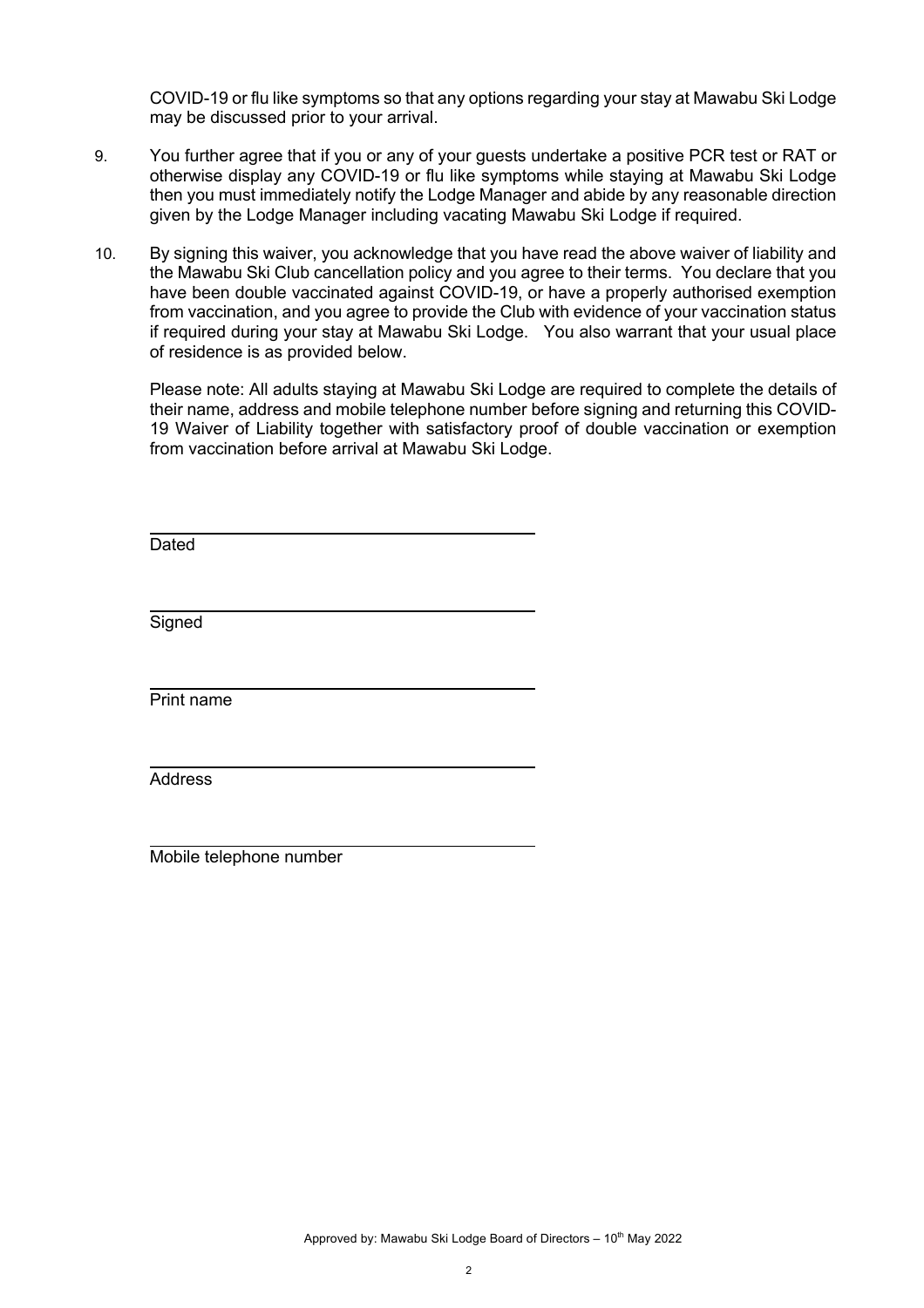COVID-19 or flu like symptoms so that any options regarding your stay at Mawabu Ski Lodge may be discussed prior to your arrival.

9. You further agree that if you or any of your guests undertake a positive PCR test or RAT or otherwise display any COVID-19 or flu like symptoms while staying at Mawabu Ski Lodge then you must immediately notify the Lodge Manager and abide by any reasonable direction given by the Lodge Manager including vacating Mawabu Ski Lodge if required.

10. By signing this waiver, you acknowledge that you have read the above waiver of liability and the Mawabu Ski Club cancellation policy and you agree to their terms. You declare that you have been double vaccinated against COVID-19, or have a properly authorised exemption from vaccination, and you agree to provide the Club with evidence of your vaccination status if required during your stay at Mawabu Ski Lodge. You also warrant that your usual place of residence is as provided below.

    Please note: All adults staying at Mawabu Ski Lodge are required to complete the details of their name, address and mobile telephone number before signing and returning this COVID-19 Waiver of Liability together with satisfactory proof of double vaccination or exemption from vaccination before arrival at Mawabu Ski Lodge.

\_\_\_\_\_\_\_\_\_\_\_\_\_\_\_\_\_\_\_\_\_\_\_\_\_\_\_\_\_\_\_\_\_\_\_\_\_\_\_\_

Dated

\_\_\_\_\_\_\_\_\_\_\_\_\_\_\_\_\_\_\_\_\_\_\_\_\_\_\_\_\_\_\_\_\_\_\_\_\_\_\_\_

Signed

\_\_\_\_\_\_\_\_\_\_\_\_\_\_\_\_\_\_\_\_\_\_\_\_\_\_\_\_\_\_\_\_\_\_\_\_\_\_\_\_

Print name

\_\_\_\_\_\_\_\_\_\_\_\_\_\_\_\_\_\_\_\_\_\_\_\_\_\_\_\_\_\_\_\_\_\_\_\_\_\_\_\_

Address

\_\_\_\_\_\_\_\_\_\_\_\_\_\_\_\_\_\_\_\_\_\_\_\_\_\_\_\_\_\_\_\_\_\_\_\_\_\_\_\_

Mobile telephone number

Approved by: Mawabu Ski Lodge Board of Directors – 10th May 2022